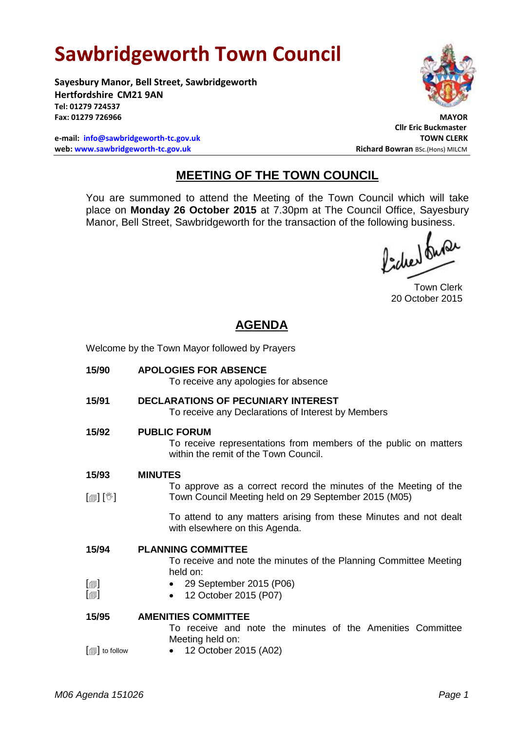# Sawbridgeworth Town Council

**Sayesbury Manor, Bell Street, Sawbridgeworth**
**Hertfordshire CM21 9AN**
**Tel: 01279 724537**
**Fax: 01279 726966**

**e-mail: info@sawbridgeworth-tc.gov.uk**
**web: www.sawbridgeworth-tc.gov.uk**

**MAYOR**
**Cllr Eric Buckmaster**
**TOWN CLERK**
**Richard Bowran** BSc.(Hons) MILCM

## MEETING OF THE TOWN COUNCIL

You are summoned to attend the Meeting of the Town Council which will take place on **Monday 26 October 2015** at 7.30pm at The Council Office, Sayesbury Manor, Bell Street, Sawbridgeworth for the transaction of the following business.

Town Clerk
20 October 2015

## AGENDA

Welcome by the Town Mayor followed by Prayers

**15/90 APOLOGIES FOR ABSENCE**
To receive any apologies for absence

**15/91 DECLARATIONS OF PECUNIARY INTEREST**
To receive any Declarations of Interest by Members

**15/92 PUBLIC FORUM**
To receive representations from members of the public on matters within the remit of the Town Council.

**15/93 MINUTES**
[▤] [✋] To approve as a correct record the minutes of the Meeting of the Town Council Meeting held on 29 September 2015 (M05)

To attend to any matters arising from these Minutes and not dealt with elsewhere on this Agenda.

**15/94 PLANNING COMMITTEE**
To receive and note the minutes of the Planning Committee Meeting held on:
- [▤] 29 September 2015 (P06)
- [▤] 12 October 2015 (P07)

**15/95 AMENITIES COMMITTEE**
To receive and note the minutes of the Amenities Committee Meeting held on:
- [▤] to follow 12 October 2015 (A02)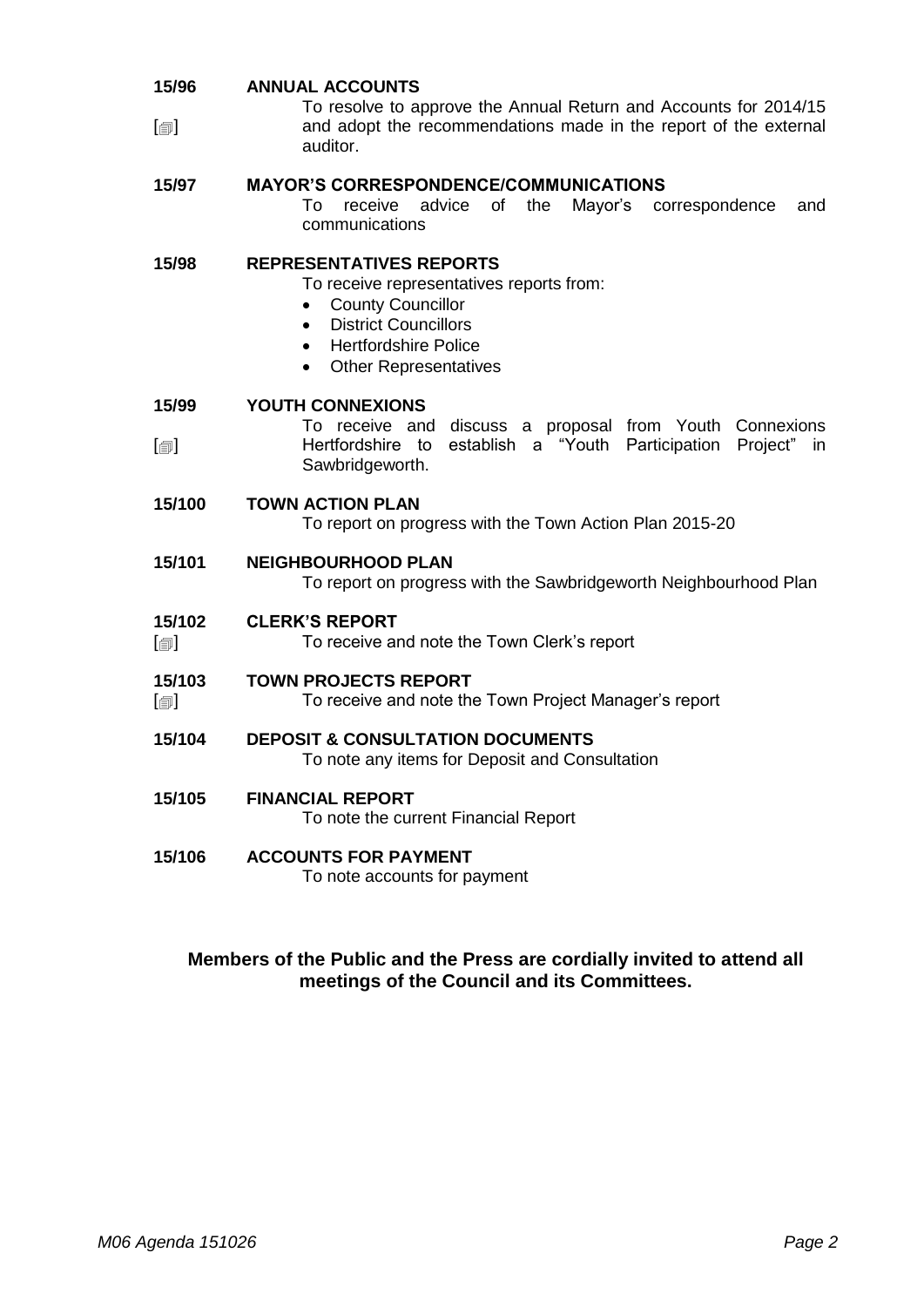**15/96 ANNUAL ACCOUNTS**

[🗐] To resolve to approve the Annual Return and Accounts for 2014/15 and adopt the recommendations made in the report of the external auditor.

**15/97 MAYOR'S CORRESPONDENCE/COMMUNICATIONS**

To receive advice of the Mayor's correspondence and communications

**15/98 REPRESENTATIVES REPORTS**

To receive representatives reports from:

- County Councillor
- District Councillors
- Hertfordshire Police
- Other Representatives

**15/99 YOUTH CONNEXIONS**

[🗐] To receive and discuss a proposal from Youth Connexions Hertfordshire to establish a "Youth Participation Project" in Sawbridgeworth.

**15/100 TOWN ACTION PLAN**

To report on progress with the Town Action Plan 2015-20

**15/101 NEIGHBOURHOOD PLAN**

To report on progress with the Sawbridgeworth Neighbourhood Plan

**15/102 CLERK'S REPORT**

[🗐] To receive and note the Town Clerk's report

**15/103 TOWN PROJECTS REPORT**

[🗐] To receive and note the Town Project Manager's report

**15/104 DEPOSIT & CONSULTATION DOCUMENTS**

To note any items for Deposit and Consultation

**15/105 FINANCIAL REPORT**

To note the current Financial Report

**15/106 ACCOUNTS FOR PAYMENT**

To note accounts for payment

**Members of the Public and the Press are cordially invited to attend all meetings of the Council and its Committees.**